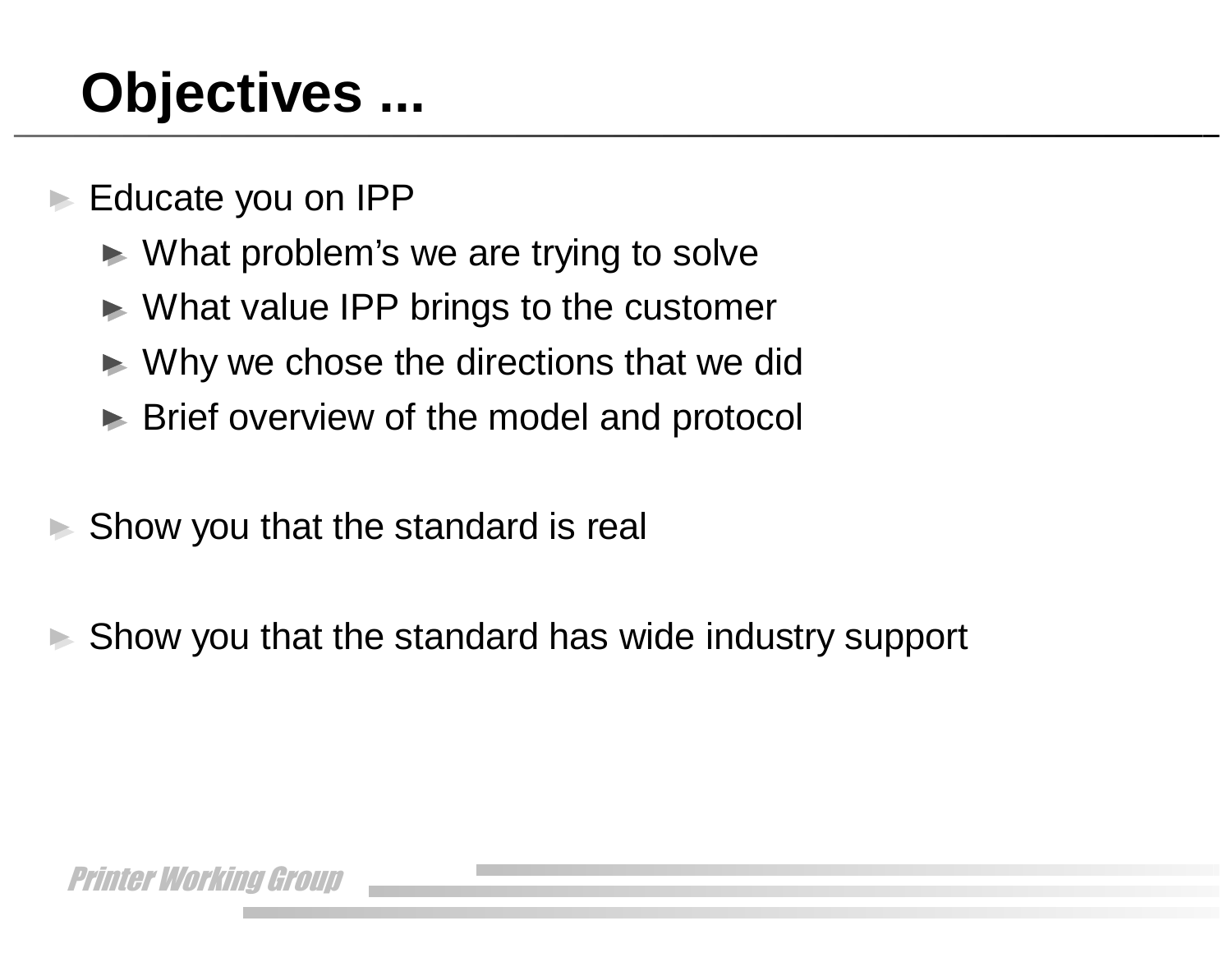# Objectives ...

- Educate you on IPP
  - What problem's we are trying to solve
  - What value IPP brings to the customer
  - Why we chose the directions that we did
  - Brief overview of the model and protocol
- Show you that the standard is real
- Show you that the standard has wide industry support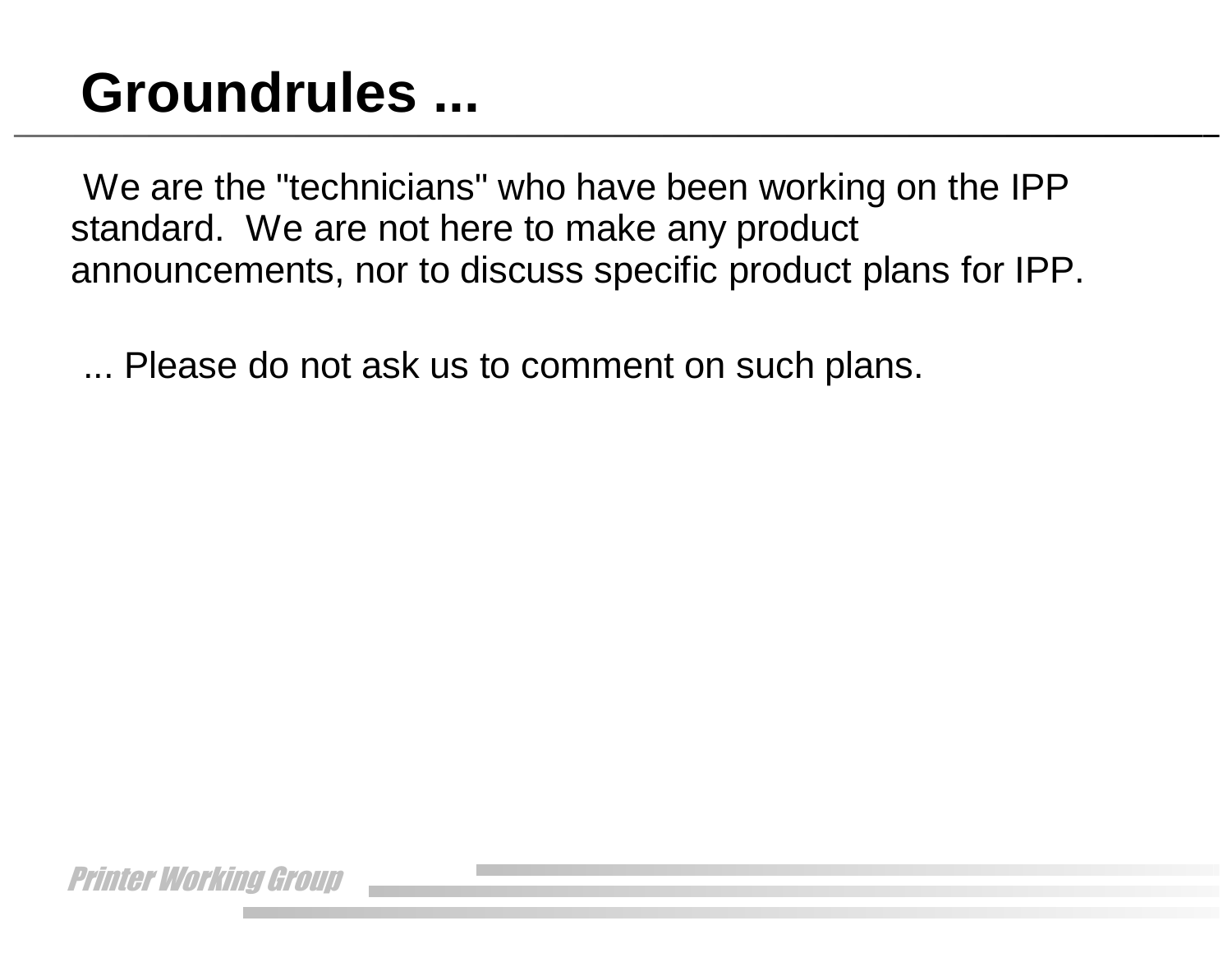# Groundrules ...

We are the "technicians" who have been working on the IPP standard.  We are not here to make any product announcements, nor to discuss specific product plans for IPP.

... Please do not ask us to comment on such plans.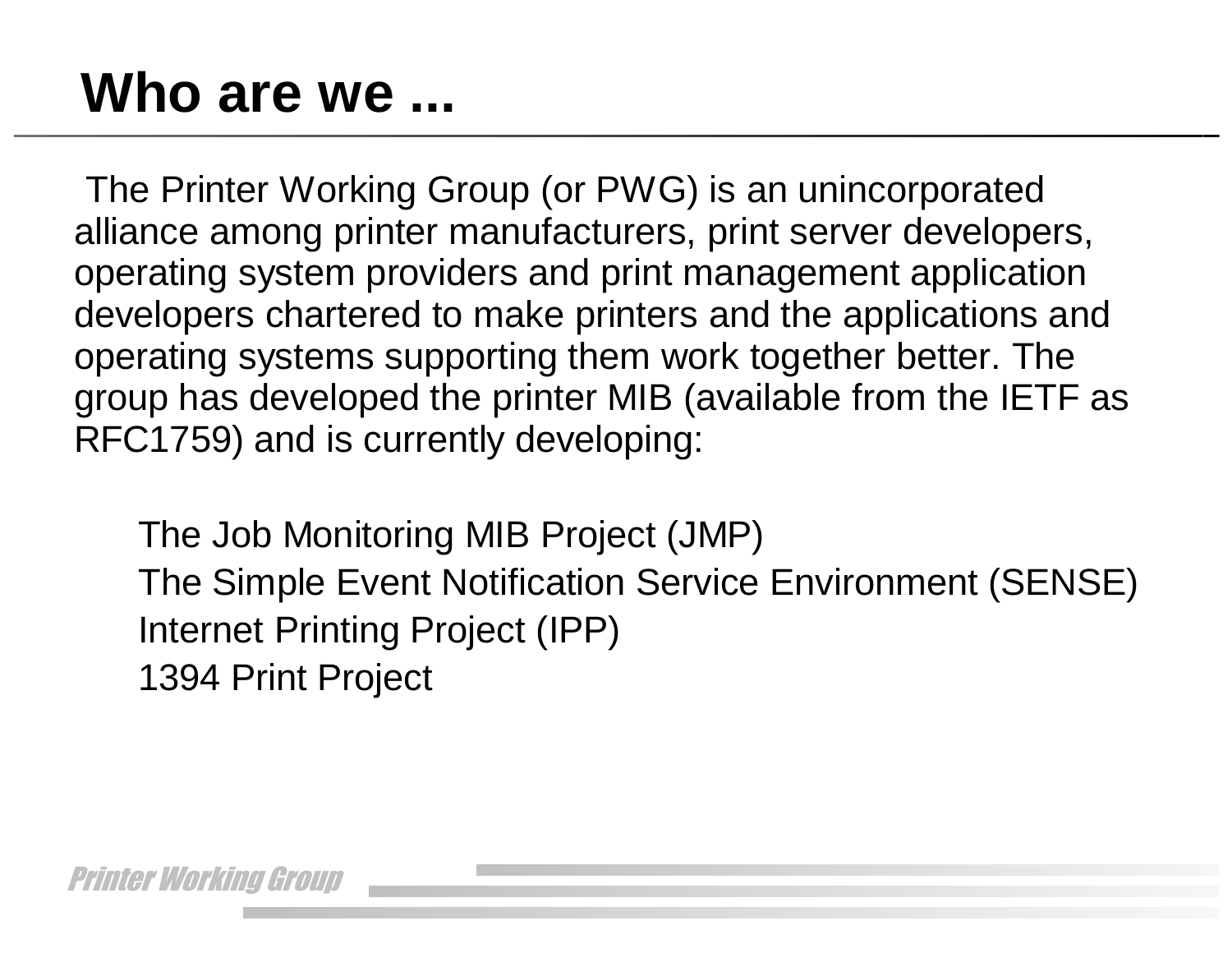# Who are we ...

The Printer Working Group (or PWG) is an unincorporated alliance among printer manufacturers, print server developers, operating system providers and print management application developers chartered to make printers and the applications and operating systems supporting them work together better. The group has developed the printer MIB (available from the IETF as RFC1759) and is currently developing:

- The Job Monitoring MIB Project (JMP)
- The Simple Event Notification Service Environment (SENSE)
- Internet Printing Project (IPP)
- 1394 Print Project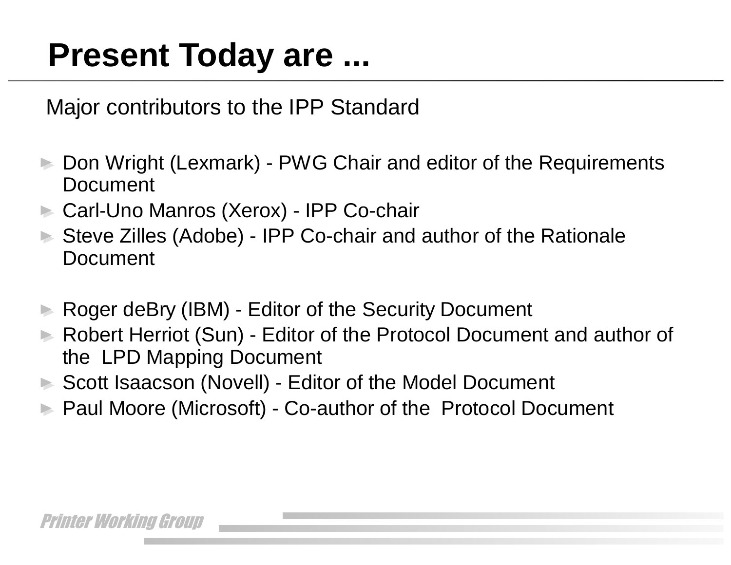# Present Today are ...

Major contributors to the IPP Standard

- Don Wright (Lexmark) - PWG Chair and editor of the Requirements Document
- Carl-Uno Manros (Xerox) - IPP Co-chair
- Steve Zilles (Adobe) - IPP Co-chair and author of the Rationale Document

- Roger deBry (IBM) - Editor of the Security Document
- Robert Herriot (Sun) - Editor of the Protocol Document and author of the LPD Mapping Document
- Scott Isaacson (Novell) - Editor of the Model Document
- Paul Moore (Microsoft) - Co-author of the Protocol Document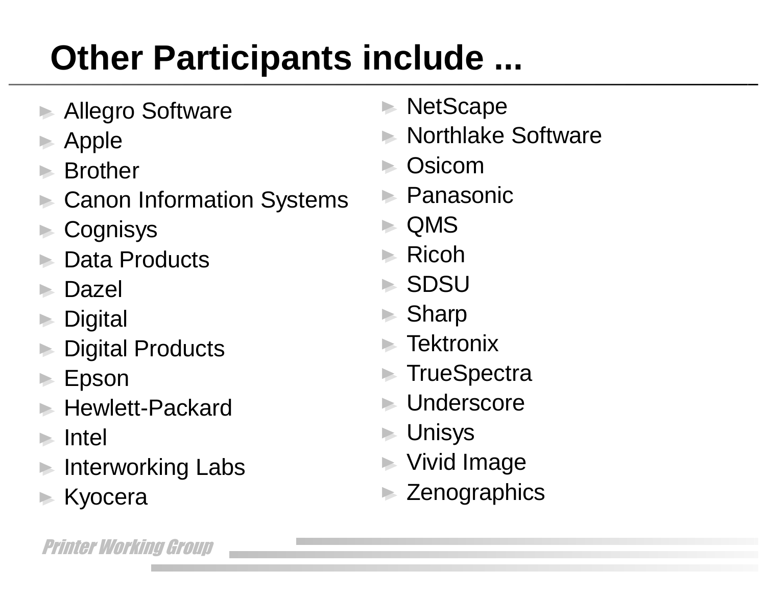# Other Participants include ...

- Allegro Software
- Apple
- Brother
- Canon Information Systems
- Cognisys
- Data Products
- Dazel
- Digital
- Digital Products
- Epson
- Hewlett-Packard
- Intel
- Interworking Labs
- Kyocera
- NetScape
- Northlake Software
- Osicom
- Panasonic
- QMS
- Ricoh
- SDSU
- Sharp
- Tektronix
- TrueSpectra
- Underscore
- Unisys
- Vivid Image
- Zenographics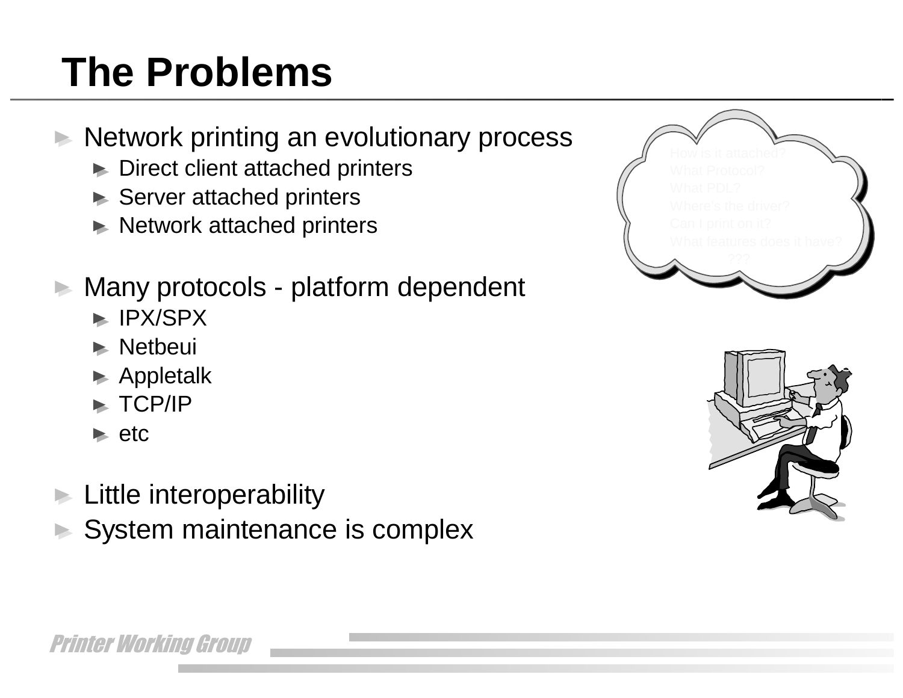# The Problems

- Network printing an evolutionary process
  - Direct client attached printers
  - Server attached printers
  - Network attached printers
- Many protocols - platform dependent
  - IPX/SPX
  - Netbeui
  - Appletalk
  - TCP/IP
  - etc
- Little interoperability
- System maintenance is complex

How is it attached?
What Protocol?
What PDL?
Where's the driver?
Can I print on it?
What features does it have?
???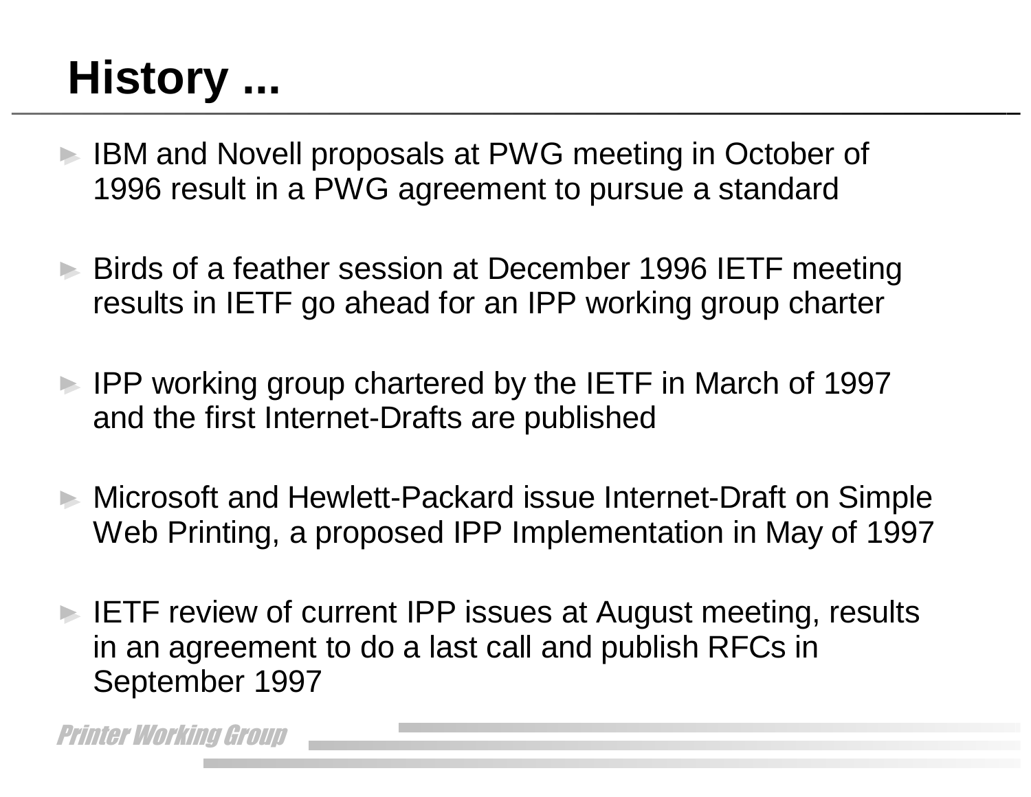# History ...

- IBM and Novell proposals at PWG meeting in October of 1996 result in a PWG agreement to pursue a standard
- Birds of a feather session at December 1996 IETF meeting results in IETF go ahead for an IPP working group charter
- IPP working group chartered by the IETF in March of 1997 and the first Internet-Drafts are published
- Microsoft and Hewlett-Packard issue Internet-Draft on Simple Web Printing, a proposed IPP Implementation in May of 1997
- IETF review of current IPP issues at August meeting, results in an agreement to do a last call and publish RFCs in September 1997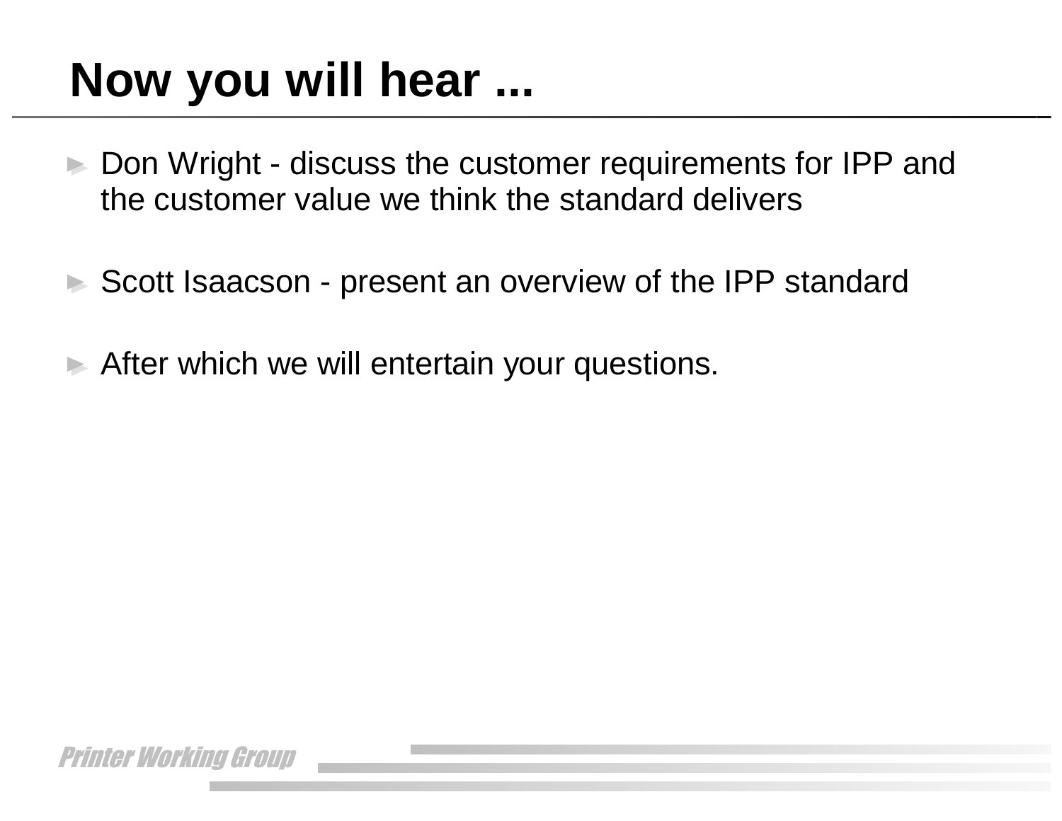# Now you will hear ...

- Don Wright - discuss the customer requirements for IPP and the customer value we think the standard delivers
- Scott Isaacson - present an overview of the IPP standard
- After which we will entertain your questions.